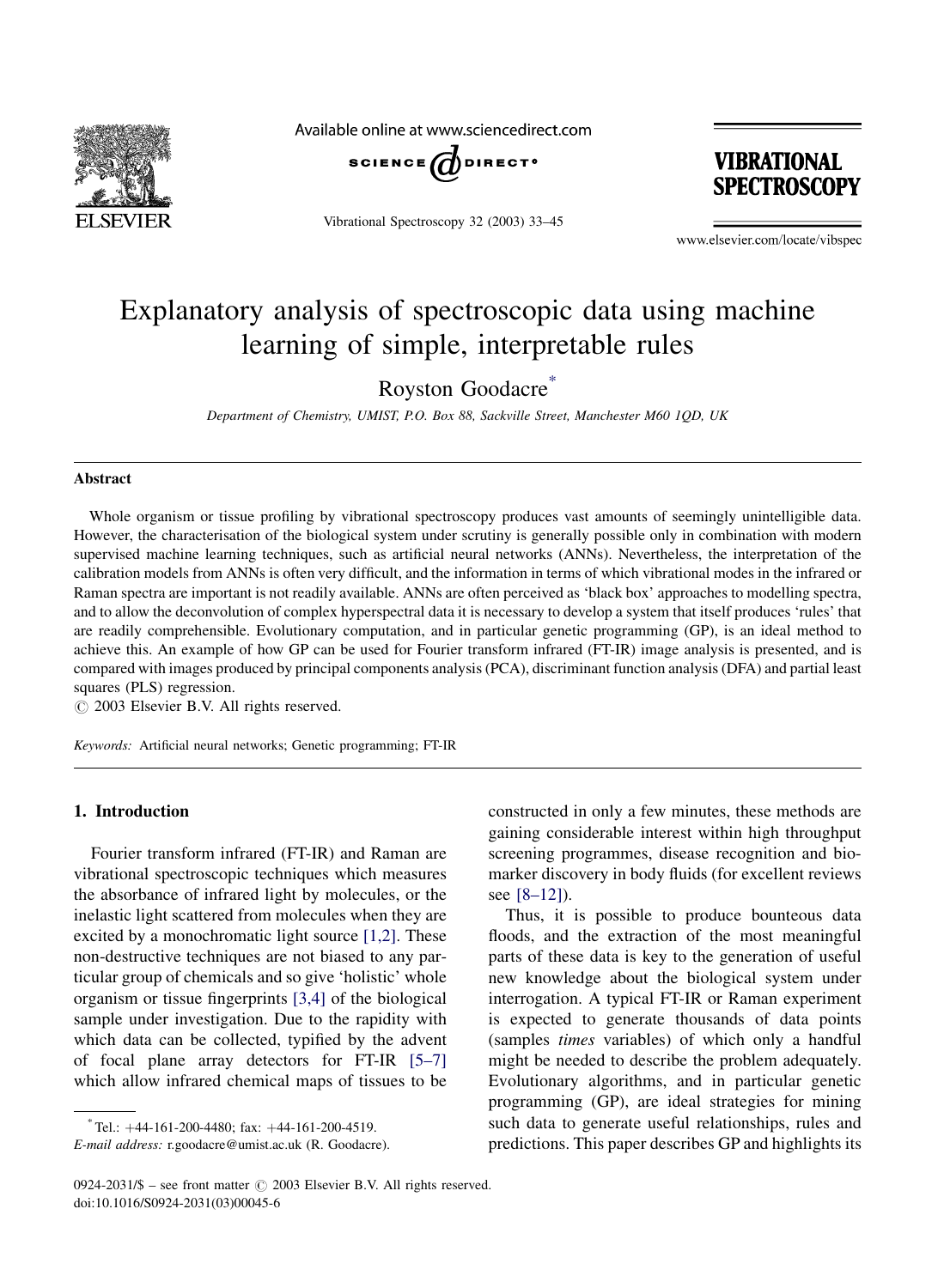# Explanatory analysis of spectroscopic data using machine learning of simple, interpretable rules

Royston Goodacre*

*Department of Chemistry, UMIST, P.O. Box 88, Sackville Street, Manchester M60 1QD, UK*

## Abstract

Whole organism or tissue profiling by vibrational spectroscopy produces vast amounts of seemingly unintelligible data. However, the characterisation of the biological system under scrutiny is generally possible only in combination with modern supervised machine learning techniques, such as artificial neural networks (ANNs). Nevertheless, the interpretation of the calibration models from ANNs is often very difficult, and the information in terms of which vibrational modes in the infrared or Raman spectra are important is not readily available. ANNs are often perceived as 'black box' approaches to modelling spectra, and to allow the deconvolution of complex hyperspectral data it is necessary to develop a system that itself produces 'rules' that are readily comprehensible. Evolutionary computation, and in particular genetic programming (GP), is an ideal method to achieve this. An example of how GP can be used for Fourier transform infrared (FT-IR) image analysis is presented, and is compared with images produced by principal components analysis (PCA), discriminant function analysis (DFA) and partial least squares (PLS) regression.

© 2003 Elsevier B.V. All rights reserved.

*Keywords:* Artificial neural networks; Genetic programming; FT-IR

## 1. Introduction

Fourier transform infrared (FT-IR) and Raman are vibrational spectroscopic techniques which measures the absorbance of infrared light by molecules, or the inelastic light scattered from molecules when they are excited by a monochromatic light source [1,2]. These non-destructive techniques are not biased to any particular group of chemicals and so give 'holistic' whole organism or tissue fingerprints [3,4] of the biological sample under investigation. Due to the rapidity with which data can be collected, typified by the advent of focal plane array detectors for FT-IR [5–7] which allow infrared chemical maps of tissues to be constructed in only a few minutes, these methods are gaining considerable interest within high throughput screening programmes, disease recognition and biomarker discovery in body fluids (for excellent reviews see [8–12]).

Thus, it is possible to produce bounteous data floods, and the extraction of the most meaningful parts of these data is key to the generation of useful new knowledge about the biological system under interrogation. A typical FT-IR or Raman experiment is expected to generate thousands of data points (samples *times* variables) of which only a handful might be needed to describe the problem adequately. Evolutionary algorithms, and in particular genetic programming (GP), are ideal strategies for mining such data to generate useful relationships, rules and predictions. This paper describes GP and highlights its

* Tel.: +44-161-200-4480; fax: +44-161-200-4519.
*E-mail address:* r.goodacre@umist.ac.uk (R. Goodacre).

0924-2031/$ – see front matter © 2003 Elsevier B.V. All rights reserved.
doi:10.1016/S0924-2031(03)00045-6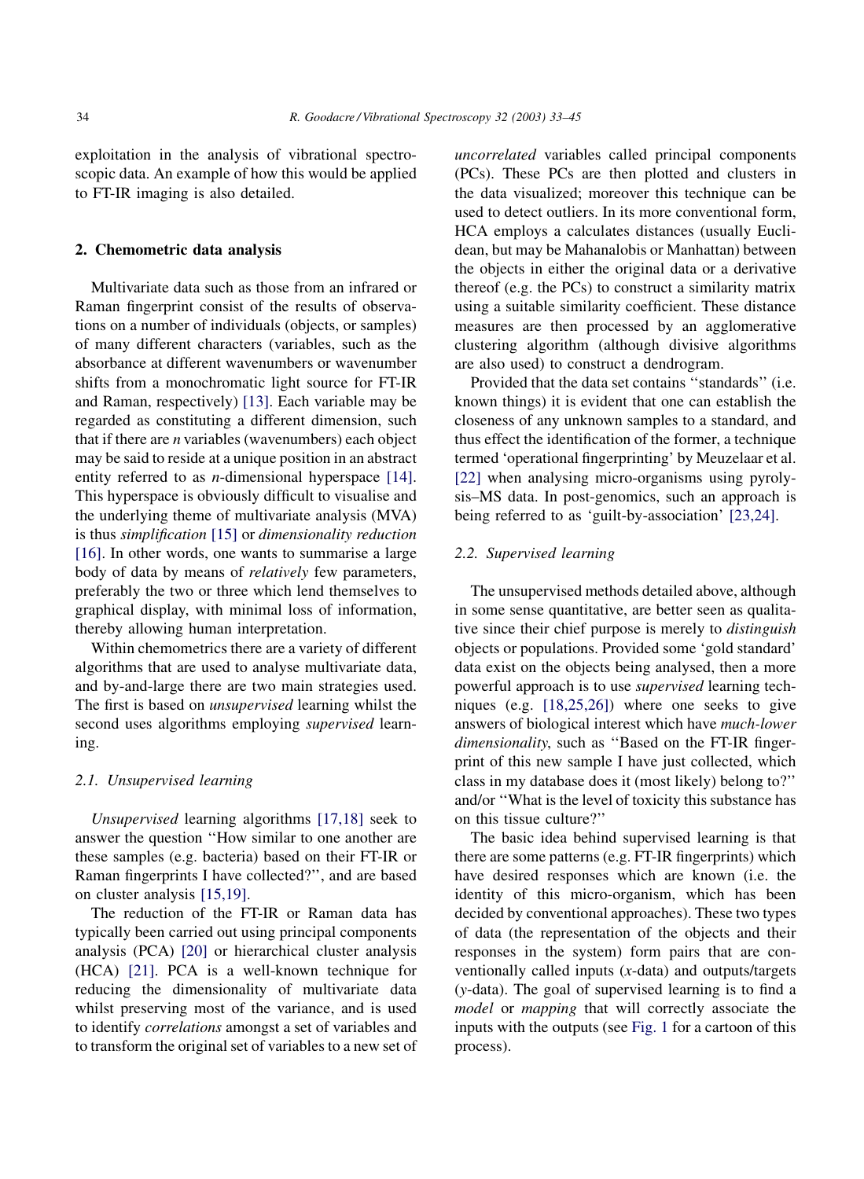exploitation in the analysis of vibrational spectroscopic data. An example of how this would be applied to FT-IR imaging is also detailed.

## 2. Chemometric data analysis

Multivariate data such as those from an infrared or Raman fingerprint consist of the results of observations on a number of individuals (objects, or samples) of many different characters (variables, such as the absorbance at different wavenumbers or wavenumber shifts from a monochromatic light source for FT-IR and Raman, respectively) [13]. Each variable may be regarded as constituting a different dimension, such that if there are *n* variables (wavenumbers) each object may be said to reside at a unique position in an abstract entity referred to as *n*-dimensional hyperspace [14]. This hyperspace is obviously difficult to visualise and the underlying theme of multivariate analysis (MVA) is thus *simplification* [15] or *dimensionality reduction* [16]. In other words, one wants to summarise a large body of data by means of *relatively* few parameters, preferably the two or three which lend themselves to graphical display, with minimal loss of information, thereby allowing human interpretation.

Within chemometrics there are a variety of different algorithms that are used to analyse multivariate data, and by-and-large there are two main strategies used. The first is based on *unsupervised* learning whilst the second uses algorithms employing *supervised* learning.

### 2.1. Unsupervised learning

*Unsupervised* learning algorithms [17,18] seek to answer the question ''How similar to one another are these samples (e.g. bacteria) based on their FT-IR or Raman fingerprints I have collected?'', and are based on cluster analysis [15,19].

The reduction of the FT-IR or Raman data has typically been carried out using principal components analysis (PCA) [20] or hierarchical cluster analysis (HCA) [21]. PCA is a well-known technique for reducing the dimensionality of multivariate data whilst preserving most of the variance, and is used to identify *correlations* amongst a set of variables and to transform the original set of variables to a new set of *uncorrelated* variables called principal components (PCs). These PCs are then plotted and clusters in the data visualized; moreover this technique can be used to detect outliers. In its more conventional form, HCA employs a calculates distances (usually Euclidean, but may be Mahanalobis or Manhattan) between the objects in either the original data or a derivative thereof (e.g. the PCs) to construct a similarity matrix using a suitable similarity coefficient. These distance measures are then processed by an agglomerative clustering algorithm (although divisive algorithms are also used) to construct a dendrogram.

Provided that the data set contains ''standards'' (i.e. known things) it is evident that one can establish the closeness of any unknown samples to a standard, and thus effect the identification of the former, a technique termed 'operational fingerprinting' by Meuzelaar et al. [22] when analysing micro-organisms using pyrolysis–MS data. In post-genomics, such an approach is being referred to as 'guilt-by-association' [23,24].

### 2.2. Supervised learning

The unsupervised methods detailed above, although in some sense quantitative, are better seen as qualitative since their chief purpose is merely to *distinguish* objects or populations. Provided some 'gold standard' data exist on the objects being analysed, then a more powerful approach is to use *supervised* learning techniques (e.g. [18,25,26]) where one seeks to give answers of biological interest which have *much-lower dimensionality*, such as ''Based on the FT-IR fingerprint of this new sample I have just collected, which class in my database does it (most likely) belong to?'' and/or ''What is the level of toxicity this substance has on this tissue culture?''

The basic idea behind supervised learning is that there are some patterns (e.g. FT-IR fingerprints) which have desired responses which are known (i.e. the identity of this micro-organism, which has been decided by conventional approaches). These two types of data (the representation of the objects and their responses in the system) form pairs that are conventionally called inputs (*x*-data) and outputs/targets (*y*-data). The goal of supervised learning is to find a *model* or *mapping* that will correctly associate the inputs with the outputs (see Fig. 1 for a cartoon of this process).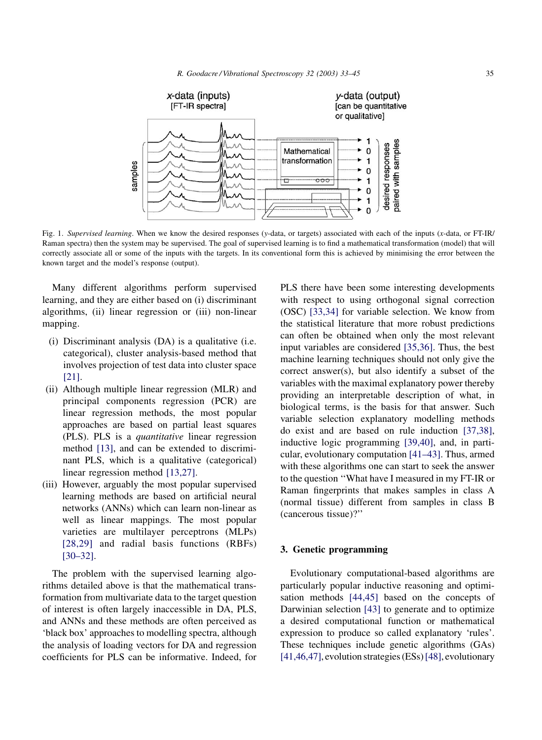Fig. 1. *Supervised learning*. When we know the desired responses (y-data, or targets) associated with each of the inputs (x-data, or FT-IR/Raman spectra) then the system may be supervised. The goal of supervised learning is to find a mathematical transformation (model) that will correctly associate all or some of the inputs with the targets. In its conventional form this is achieved by minimising the error between the known target and the model's response (output).

Many different algorithms perform supervised learning, and they are either based on (i) discriminant algorithms, (ii) linear regression or (iii) non-linear mapping.

(i) Discriminant analysis (DA) is a qualitative (i.e. categorical), cluster analysis-based method that involves projection of test data into cluster space [21].

(ii) Although multiple linear regression (MLR) and principal components regression (PCR) are linear regression methods, the most popular approaches are based on partial least squares (PLS). PLS is a *quantitative* linear regression method [13], and can be extended to discriminant PLS, which is a qualitative (categorical) linear regression method [13,27].

(iii) However, arguably the most popular supervised learning methods are based on artificial neural networks (ANNs) which can learn non-linear as well as linear mappings. The most popular varieties are multilayer perceptrons (MLPs) [28,29] and radial basis functions (RBFs) [30–32].

The problem with the supervised learning algorithms detailed above is that the mathematical transformation from multivariate data to the target question of interest is often largely inaccessible in DA, PLS, and ANNs and these methods are often perceived as 'black box' approaches to modelling spectra, although the analysis of loading vectors for DA and regression coefficients for PLS can be informative. Indeed, for PLS there have been some interesting developments with respect to using orthogonal signal correction (OSC) [33,34] for variable selection. We know from the statistical literature that more robust predictions can often be obtained when only the most relevant input variables are considered [35,36]. Thus, the best machine learning techniques should not only give the correct answer(s), but also identify a subset of the variables with the maximal explanatory power thereby providing an interpretable description of what, in biological terms, is the basis for that answer. Such variable selection explanatory modelling methods do exist and are based on rule induction [37,38], inductive logic programming [39,40], and, in particular, evolutionary computation [41–43]. Thus, armed with these algorithms one can start to seek the answer to the question "What have I measured in my FT-IR or Raman fingerprints that makes samples in class A (normal tissue) different from samples in class B (cancerous tissue)?"

## 3. Genetic programming

Evolutionary computational-based algorithms are particularly popular inductive reasoning and optimisation methods [44,45] based on the concepts of Darwinian selection [43] to generate and to optimize a desired computational function or mathematical expression to produce so called explanatory 'rules'. These techniques include genetic algorithms (GAs) [41,46,47], evolution strategies (ESs) [48], evolutionary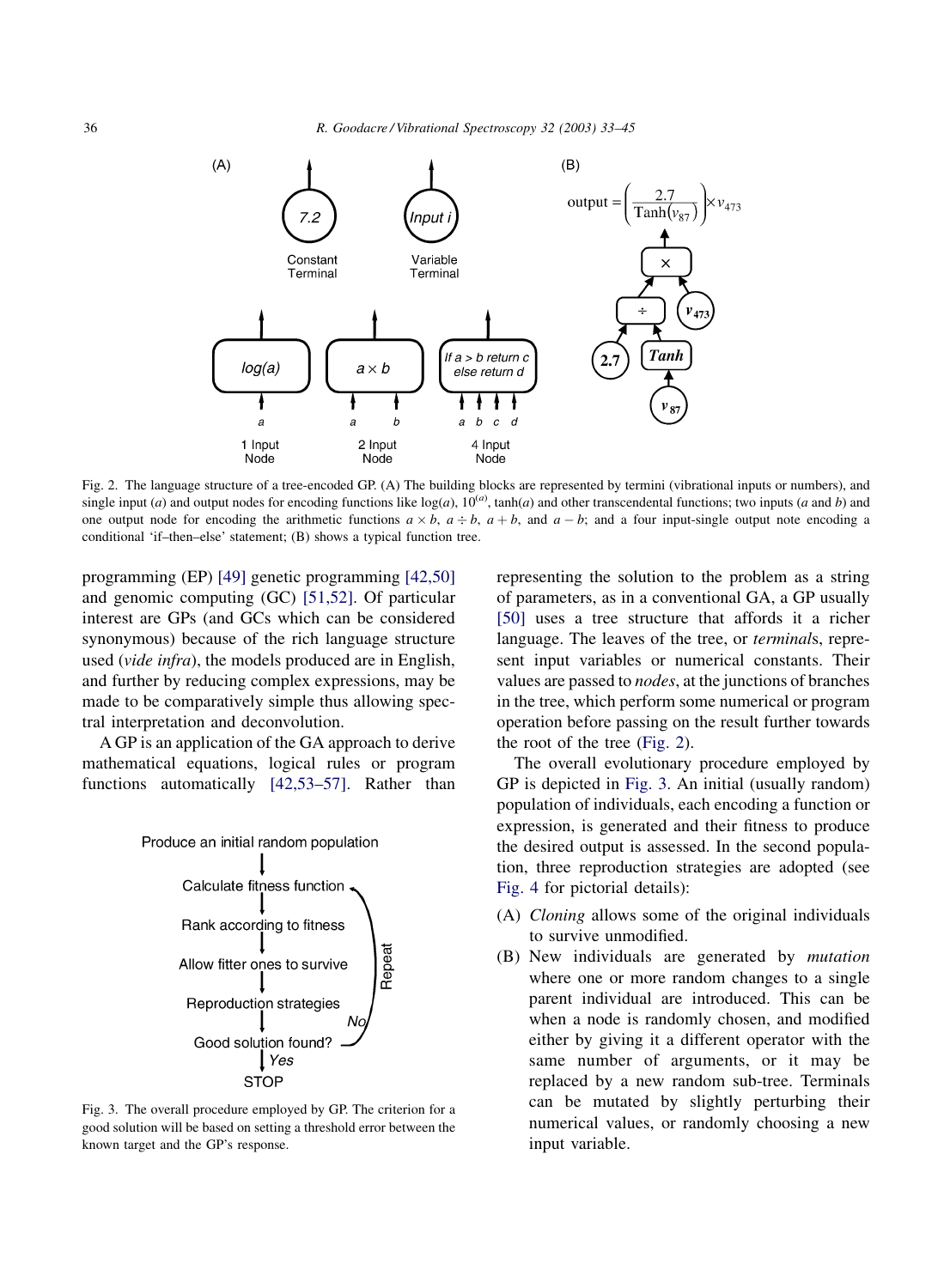Fig. 2. The language structure of a tree-encoded GP. (A) The building blocks are represented by termini (vibrational inputs or numbers), and single input ($a$) and output nodes for encoding functions like log($a$), $10^{(a)}$, tanh($a$) and other transcendental functions; two inputs ($a$ and $b$) and one output node for encoding the arithmetic functions $a \times b$, $a \div b$, $a + b$, and $a - b$; and a four input-single output note encoding a conditional 'if–then–else' statement; (B) shows a typical function tree.

programming (EP) [49] genetic programming [42,50] and genomic computing (GC) [51,52]. Of particular interest are GPs (and GCs which can be considered synonymous) because of the rich language structure used (*vide infra*), the models produced are in English, and further by reducing complex expressions, may be made to be comparatively simple thus allowing spectral interpretation and deconvolution.

A GP is an application of the GA approach to derive mathematical equations, logical rules or program functions automatically [42,53–57]. Rather than representing the solution to the problem as a string of parameters, as in a conventional GA, a GP usually [50] uses a tree structure that affords it a richer language. The leaves of the tree, or *terminal*s, represent input variables or numerical constants. Their values are passed to *nodes*, at the junctions of branches in the tree, which perform some numerical or program operation before passing on the result further towards the root of the tree (Fig. 2).

Fig. 3. The overall procedure employed by GP. The criterion for a good solution will be based on setting a threshold error between the known target and the GP's response.

The overall evolutionary procedure employed by GP is depicted in Fig. 3. An initial (usually random) population of individuals, each encoding a function or expression, is generated and their fitness to produce the desired output is assessed. In the second population, three reproduction strategies are adopted (see Fig. 4 for pictorial details):

(A) *Cloning* allows some of the original individuals to survive unmodified.

(B) New individuals are generated by *mutation* where one or more random changes to a single parent individual are introduced. This can be when a node is randomly chosen, and modified either by giving it a different operator with the same number of arguments, or it may be replaced by a new random sub-tree. Terminals can be mutated by slightly perturbing their numerical values, or randomly choosing a new input variable.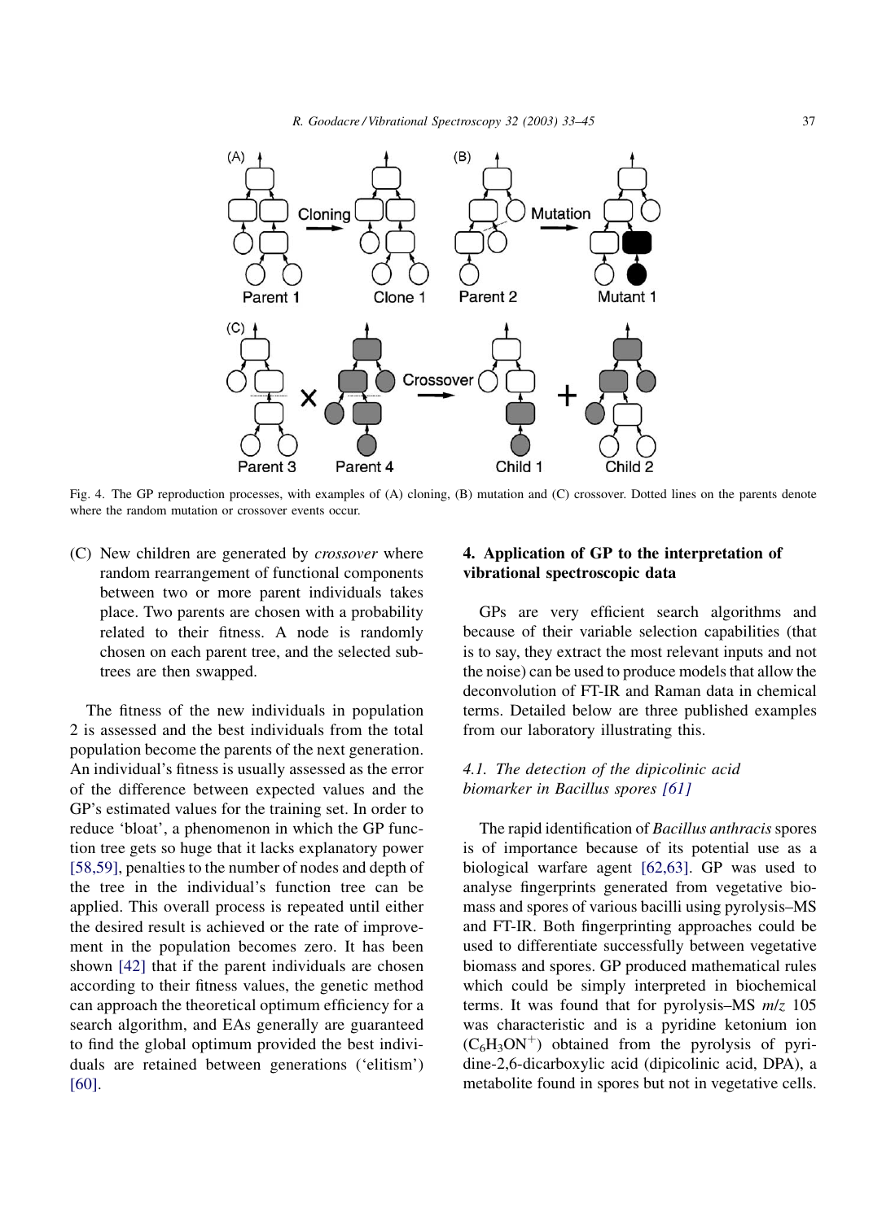Fig. 4. The GP reproduction processes, with examples of (A) cloning, (B) mutation and (C) crossover. Dotted lines on the parents denote where the random mutation or crossover events occur.

(C) New children are generated by *crossover* where random rearrangement of functional components between two or more parent individuals takes place. Two parents are chosen with a probability related to their fitness. A node is randomly chosen on each parent tree, and the selected subtrees are then swapped.

The fitness of the new individuals in population 2 is assessed and the best individuals from the total population become the parents of the next generation. An individual's fitness is usually assessed as the error of the difference between expected values and the GP's estimated values for the training set. In order to reduce 'bloat', a phenomenon in which the GP function tree gets so huge that it lacks explanatory power [58,59], penalties to the number of nodes and depth of the tree in the individual's function tree can be applied. This overall process is repeated until either the desired result is achieved or the rate of improvement in the population becomes zero. It has been shown [42] that if the parent individuals are chosen according to their fitness values, the genetic method can approach the theoretical optimum efficiency for a search algorithm, and EAs generally are guaranteed to find the global optimum provided the best individuals are retained between generations ('elitism') [60].

## 4. Application of GP to the interpretation of vibrational spectroscopic data

GPs are very efficient search algorithms and because of their variable selection capabilities (that is to say, they extract the most relevant inputs and not the noise) can be used to produce models that allow the deconvolution of FT-IR and Raman data in chemical terms. Detailed below are three published examples from our laboratory illustrating this.

### *4.1. The detection of the dipicolinic acid biomarker in Bacillus spores [61]*

The rapid identification of *Bacillus anthracis* spores is of importance because of its potential use as a biological warfare agent [62,63]. GP was used to analyse fingerprints generated from vegetative biomass and spores of various bacilli using pyrolysis–MS and FT-IR. Both fingerprinting approaches could be used to differentiate successfully between vegetative biomass and spores. GP produced mathematical rules which could be simply interpreted in biochemical terms. It was found that for pyrolysis–MS *m*/*z* 105 was characteristic and is a pyridine ketonium ion ($C_6H_3ON^+$) obtained from the pyrolysis of pyridine-2,6-dicarboxylic acid (dipicolinic acid, DPA), a metabolite found in spores but not in vegetative cells.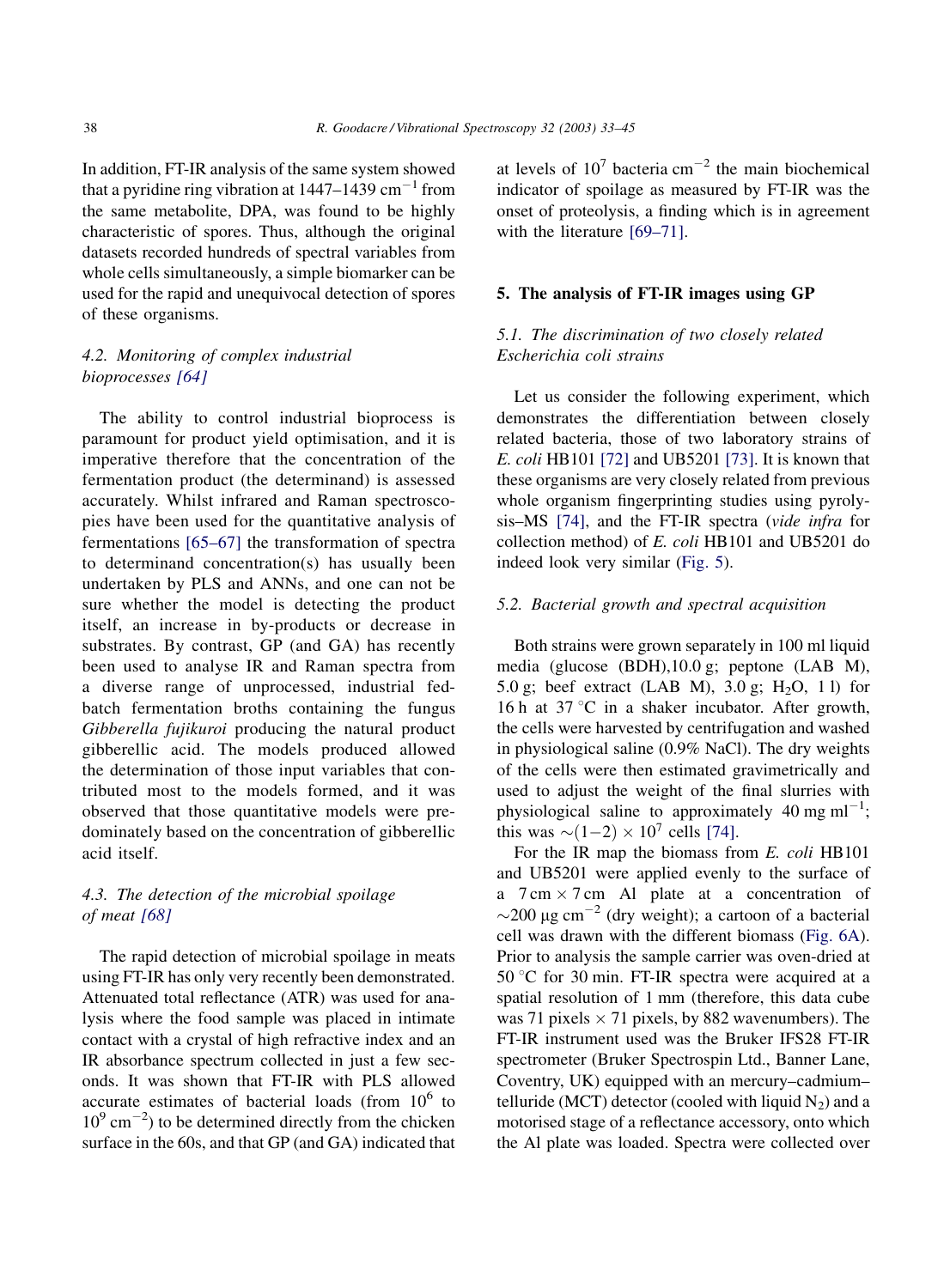In addition, FT-IR analysis of the same system showed that a pyridine ring vibration at 1447–1439 $cm^{-1}$ from the same metabolite, DPA, was found to be highly characteristic of spores. Thus, although the original datasets recorded hundreds of spectral variables from whole cells simultaneously, a simple biomarker can be used for the rapid and unequivocal detection of spores of these organisms.

### 4.2. Monitoring of complex industrial bioprocesses [64]

The ability to control industrial bioprocess is paramount for product yield optimisation, and it is imperative therefore that the concentration of the fermentation product (the determinand) is assessed accurately. Whilst infrared and Raman spectroscopies have been used for the quantitative analysis of fermentations [65–67] the transformation of spectra to determinand concentration(s) has usually been undertaken by PLS and ANNs, and one can not be sure whether the model is detecting the product itself, an increase in by-products or decrease in substrates. By contrast, GP (and GA) has recently been used to analyse IR and Raman spectra from a diverse range of unprocessed, industrial fed-batch fermentation broths containing the fungus *Gibberella fujikuroi* producing the natural product gibberellic acid. The models produced allowed the determination of those input variables that contributed most to the models formed, and it was observed that those quantitative models were predominately based on the concentration of gibberellic acid itself.

### 4.3. The detection of the microbial spoilage of meat [68]

The rapid detection of microbial spoilage in meats using FT-IR has only very recently been demonstrated. Attenuated total reflectance (ATR) was used for analysis where the food sample was placed in intimate contact with a crystal of high refractive index and an IR absorbance spectrum collected in just a few seconds. It was shown that FT-IR with PLS allowed accurate estimates of bacterial loads (from $10^6$ to $10^9$ $cm^{-2}$) to be determined directly from the chicken surface in the 60s, and that GP (and GA) indicated that at levels of $10^7$ bacteria $cm^{-2}$ the main biochemical indicator of spoilage as measured by FT-IR was the onset of proteolysis, a finding which is in agreement with the literature [69–71].

## 5. The analysis of FT-IR images using GP

### 5.1. The discrimination of two closely related *Escherichia coli* strains

Let us consider the following experiment, which demonstrates the differentiation between closely related bacteria, those of two laboratory strains of *E. coli* HB101 [72] and UB5201 [73]. It is known that these organisms are very closely related from previous whole organism fingerprinting studies using pyrolysis–MS [74], and the FT-IR spectra (*vide infra* for collection method) of *E. coli* HB101 and UB5201 do indeed look very similar (Fig. 5).

### 5.2. Bacterial growth and spectral acquisition

Both strains were grown separately in 100 ml liquid media (glucose (BDH),10.0 g; peptone (LAB M), 5.0 g; beef extract (LAB M), 3.0 g; $H_2O$, 1 l) for 16 h at 37 °C in a shaker incubator. After growth, the cells were harvested by centrifugation and washed in physiological saline (0.9% NaCl). The dry weights of the cells were then estimated gravimetrically and used to adjust the weight of the final slurries with physiological saline to approximately 40 mg $ml^{-1}$; this was $\sim(1-2) \times 10^7$ cells [74].

For the IR map the biomass from *E. coli* HB101 and UB5201 were applied evenly to the surface of a 7 cm × 7 cm Al plate at a concentration of ~200 μg $cm^{-2}$ (dry weight); a cartoon of a bacterial cell was drawn with the different biomass (Fig. 6A). Prior to analysis the sample carrier was oven-dried at 50 °C for 30 min. FT-IR spectra were acquired at a spatial resolution of 1 mm (therefore, this data cube was 71 pixels × 71 pixels, by 882 wavenumbers). The FT-IR instrument used was the Bruker IFS28 FT-IR spectrometer (Bruker Spectrospin Ltd., Banner Lane, Coventry, UK) equipped with an mercury–cadmium–telluride (MCT) detector (cooled with liquid $N_2$) and a motorised stage of a reflectance accessory, onto which the Al plate was loaded. Spectra were collected over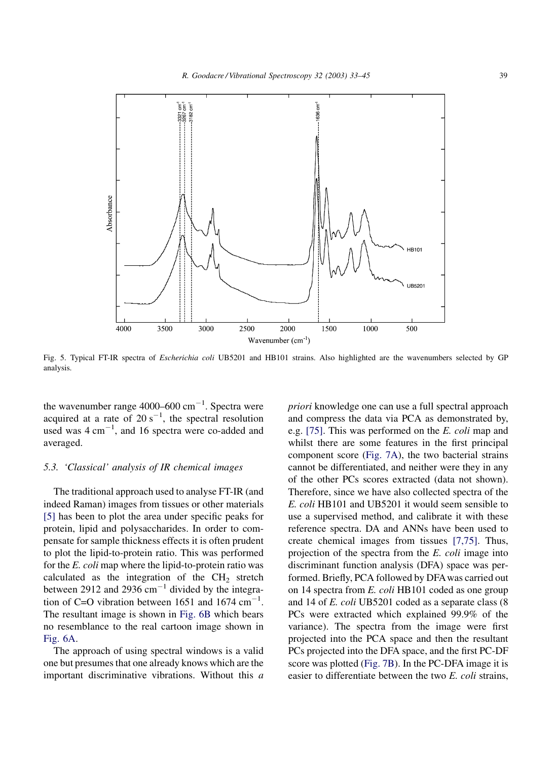Fig. 5. Typical FT-IR spectra of *Escherichia coli* UB5201 and HB101 strains. Also highlighted are the wavenumbers selected by GP analysis.

the wavenumber range 4000–600 $cm^{-1}$. Spectra were acquired at a rate of 20 $s^{-1}$, the spectral resolution used was 4 $cm^{-1}$, and 16 spectra were co-added and averaged.

### 5.3. 'Classical' analysis of IR chemical images

The traditional approach used to analyse FT-IR (and indeed Raman) images from tissues or other materials [5] has been to plot the area under specific peaks for protein, lipid and polysaccharides. In order to compensate for sample thickness effects it is often prudent to plot the lipid-to-protein ratio. This was performed for the *E. coli* map where the lipid-to-protein ratio was calculated as the integration of the $CH_2$ stretch between 2912 and 2936 $cm^{-1}$ divided by the integration of C=O vibration between 1651 and 1674 $cm^{-1}$. The resultant image is shown in Fig. 6B which bears no resemblance to the real cartoon image shown in Fig. 6A.

The approach of using spectral windows is a valid one but presumes that one already knows which are the important discriminative vibrations. Without this *a priori* knowledge one can use a full spectral approach and compress the data via PCA as demonstrated by, e.g. [75]. This was performed on the *E. coli* map and whilst there are some features in the first principal component score (Fig. 7A), the two bacterial strains cannot be differentiated, and neither were they in any of the other PCs scores extracted (data not shown). Therefore, since we have also collected spectra of the *E. coli* HB101 and UB5201 it would seem sensible to use a supervised method, and calibrate it with these reference spectra. DA and ANNs have been used to create chemical images from tissues [7,75]. Thus, projection of the spectra from the *E. coli* image into discriminant function analysis (DFA) space was performed. Briefly, PCA followed by DFA was carried out on 14 spectra from *E. coli* HB101 coded as one group and 14 of *E. coli* UB5201 coded as a separate class (8 PCs were extracted which explained 99.9% of the variance). The spectra from the image were first projected into the PCA space and then the resultant PCs projected into the DFA space, and the first PC-DF score was plotted (Fig. 7B). In the PC-DFA image it is easier to differentiate between the two *E. coli* strains,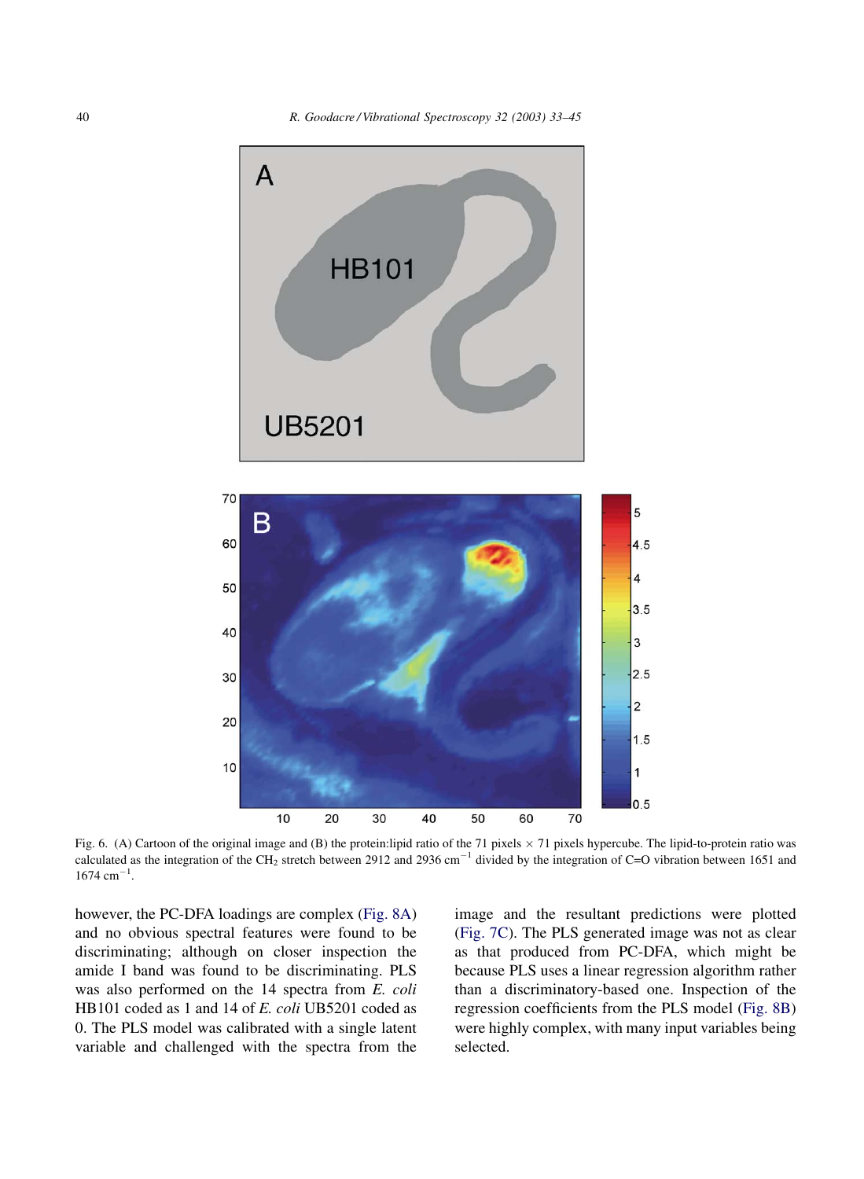Fig. 6. (A) Cartoon of the original image and (B) the protein:lipid ratio of the 71 pixels × 71 pixels hypercube. The lipid-to-protein ratio was calculated as the integration of the $CH_2$ stretch between 2912 and 2936 $cm^{-1}$ divided by the integration of C=O vibration between 1651 and 1674 $cm^{-1}$.

however, the PC-DFA loadings are complex (Fig. 8A) and no obvious spectral features were found to be discriminating; although on closer inspection the amide I band was found to be discriminating. PLS was also performed on the 14 spectra from *E. coli* HB101 coded as 1 and 14 of *E. coli* UB5201 coded as 0. The PLS model was calibrated with a single latent variable and challenged with the spectra from the image and the resultant predictions were plotted (Fig. 7C). The PLS generated image was not as clear as that produced from PC-DFA, which might be because PLS uses a linear regression algorithm rather than a discriminatory-based one. Inspection of the regression coefficients from the PLS model (Fig. 8B) were highly complex, with many input variables being selected.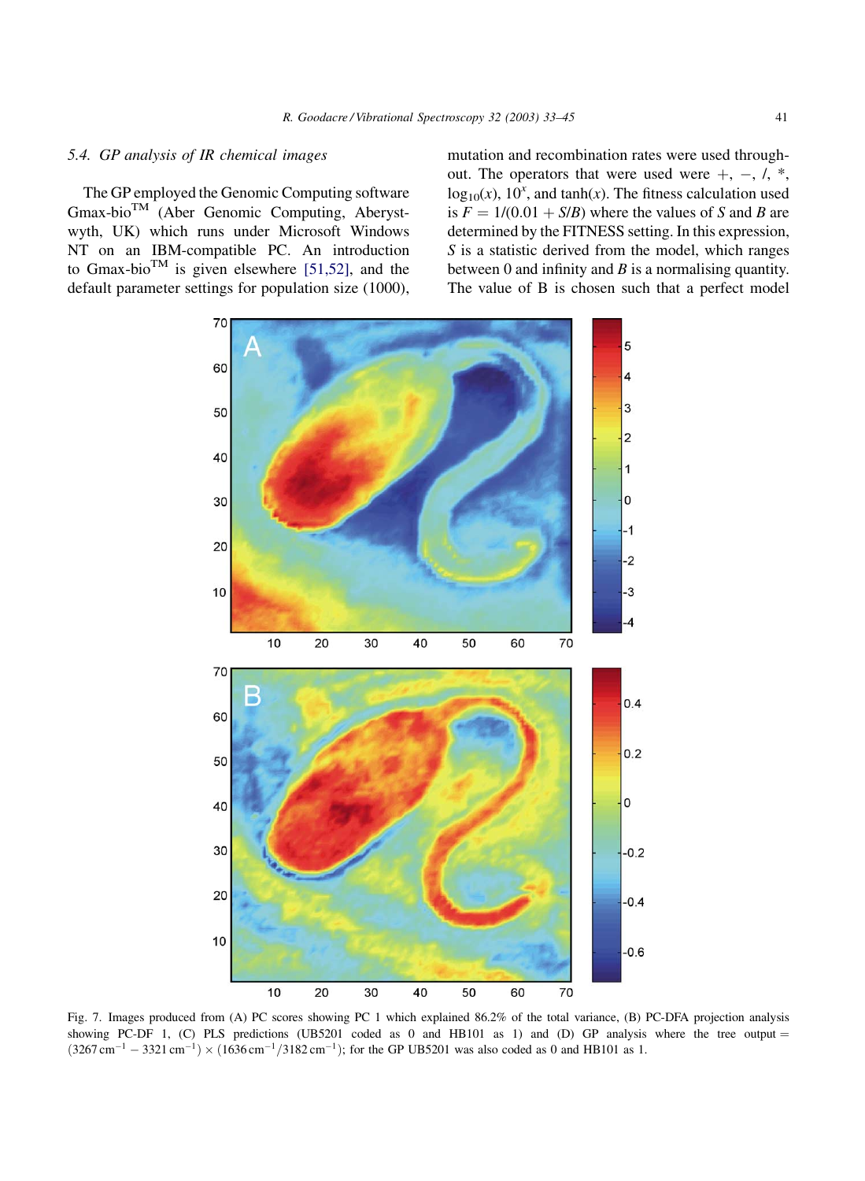### 5.4. GP analysis of IR chemical images

The GP employed the Genomic Computing software Gmax-bio™ (Aber Genomic Computing, Aberystwyth, UK) which runs under Microsoft Windows NT on an IBM-compatible PC. An introduction to Gmax-bio™ is given elsewhere [51,52], and the default parameter settings for population size (1000), mutation and recombination rates were used throughout. The operators that were used were +, −, /, *, $\log_{10}(x)$, $10^x$, and $\tanh(x)$. The fitness calculation used is $F = 1/(0.01 + S/B)$ where the values of $S$ and $B$ are determined by the FITNESS setting. In this expression, $S$ is a statistic derived from the model, which ranges between 0 and infinity and $B$ is a normalising quantity. The value of B is chosen such that a perfect model

Fig. 7. Images produced from (A) PC scores showing PC 1 which explained 86.2% of the total variance, (B) PC-DFA projection analysis showing PC-DF 1, (C) PLS predictions (UB5201 coded as 0 and HB101 as 1) and (D) GP analysis where the tree output = $(3267\,\text{cm}^{-1} - 3321\,\text{cm}^{-1}) \times (1636\,\text{cm}^{-1}/3182\,\text{cm}^{-1})$; for the GP UB5201 was also coded as 0 and HB101 as 1.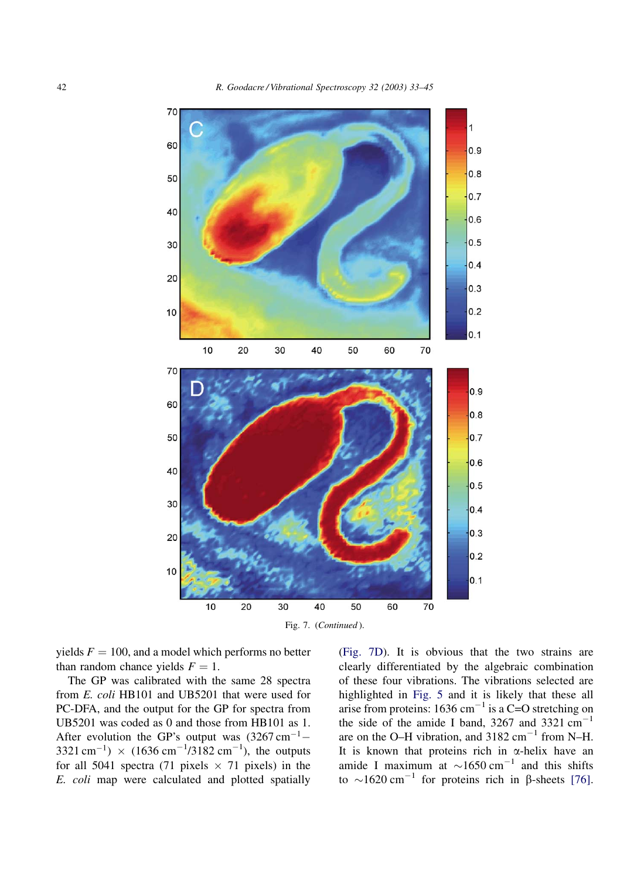Fig. 7. (*Continued*).

yields $F = 100$, and a model which performs no better than random chance yields $F = 1$.

The GP was calibrated with the same 28 spectra from *E. coli* HB101 and UB5201 that were used for PC-DFA, and the output for the GP for spectra from UB5201 was coded as 0 and those from HB101 as 1. After evolution the GP's output was $(3267\,\text{cm}^{-1} - 3321\,\text{cm}^{-1}) \times (1636\,\text{cm}^{-1}/3182\,\text{cm}^{-1})$, the outputs for all 5041 spectra (71 pixels × 71 pixels) in the *E. coli* map were calculated and plotted spatially (Fig. 7D). It is obvious that the two strains are clearly differentiated by the algebraic combination of these four vibrations. The vibrations selected are highlighted in Fig. 5 and it is likely that these all arise from proteins: $1636\,\text{cm}^{-1}$ is a C=O stretching on the side of the amide I band, 3267 and $3321\,\text{cm}^{-1}$ are on the O–H vibration, and $3182\,\text{cm}^{-1}$ from N–H. It is known that proteins rich in α-helix have an amide I maximum at $\sim 1650\,\text{cm}^{-1}$ and this shifts to $\sim 1620\,\text{cm}^{-1}$ for proteins rich in β-sheets [76].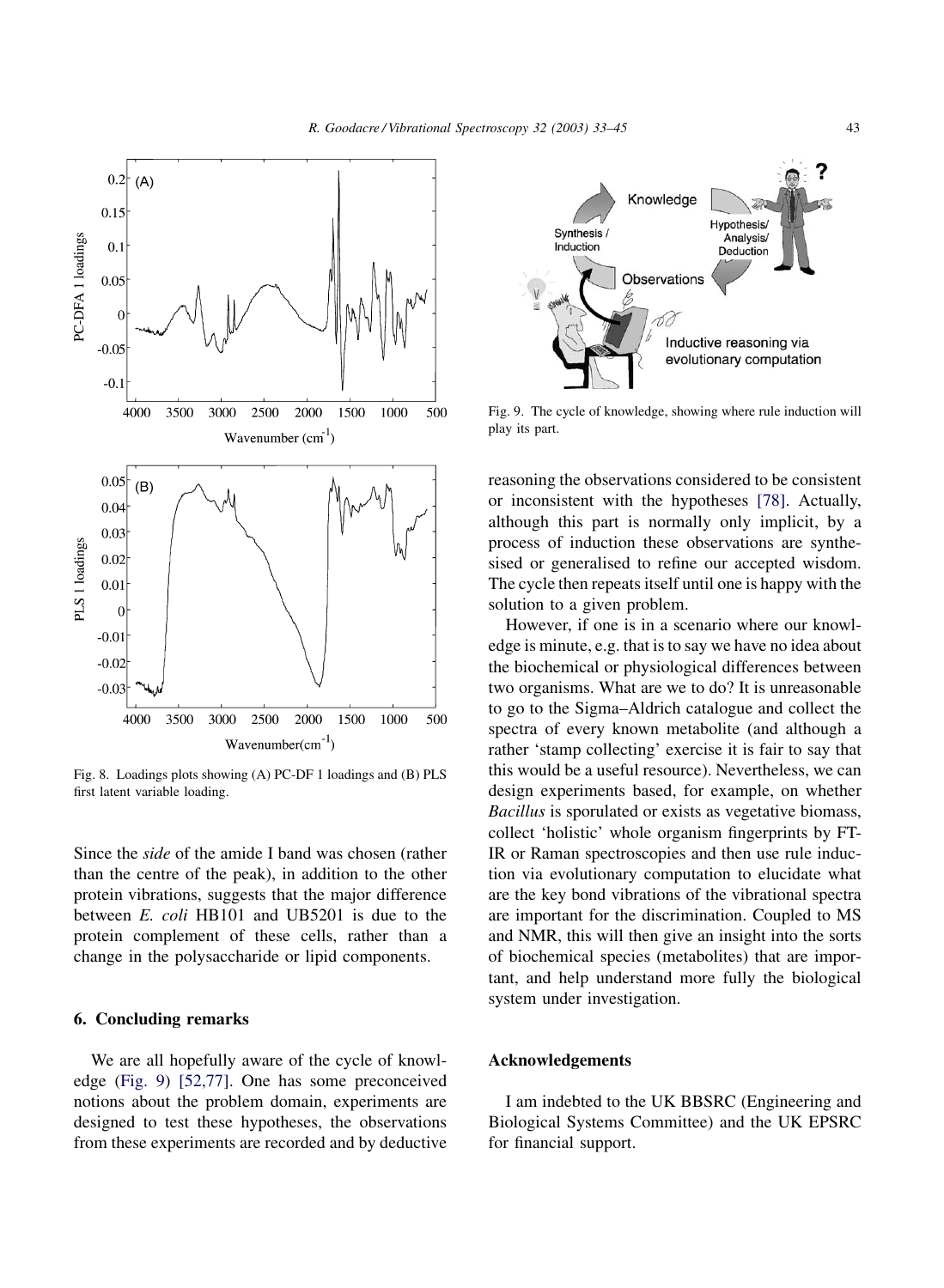Fig. 8. Loadings plots showing (A) PC-DF 1 loadings and (B) PLS first latent variable loading.

Since the *side* of the amide I band was chosen (rather than the centre of the peak), in addition to the other protein vibrations, suggests that the major difference between *E. coli* HB101 and UB5201 is due to the protein complement of these cells, rather than a change in the polysaccharide or lipid components.

## 6. Concluding remarks

We are all hopefully aware of the cycle of knowledge (Fig. 9) [52,77]. One has some preconceived notions about the problem domain, experiments are designed to test these hypotheses, the observations from these experiments are recorded and by deductive reasoning the observations considered to be consistent or inconsistent with the hypotheses [78]. Actually, although this part is normally only implicit, by a process of induction these observations are synthesised or generalised to refine our accepted wisdom. The cycle then repeats itself until one is happy with the solution to a given problem.

Fig. 9. The cycle of knowledge, showing where rule induction will play its part.

However, if one is in a scenario where our knowledge is minute, e.g. that is to say we have no idea about the biochemical or physiological differences between two organisms. What are we to do? It is unreasonable to go to the Sigma–Aldrich catalogue and collect the spectra of every known metabolite (and although a rather 'stamp collecting' exercise it is fair to say that this would be a useful resource). Nevertheless, we can design experiments based, for example, on whether *Bacillus* is sporulated or exists as vegetative biomass, collect 'holistic' whole organism fingerprints by FT-IR or Raman spectroscopies and then use rule induction via evolutionary computation to elucidate what are the key bond vibrations of the vibrational spectra are important for the discrimination. Coupled to MS and NMR, this will then give an insight into the sorts of biochemical species (metabolites) that are important, and help understand more fully the biological system under investigation.

## Acknowledgements

I am indebted to the UK BBSRC (Engineering and Biological Systems Committee) and the UK EPSRC for financial support.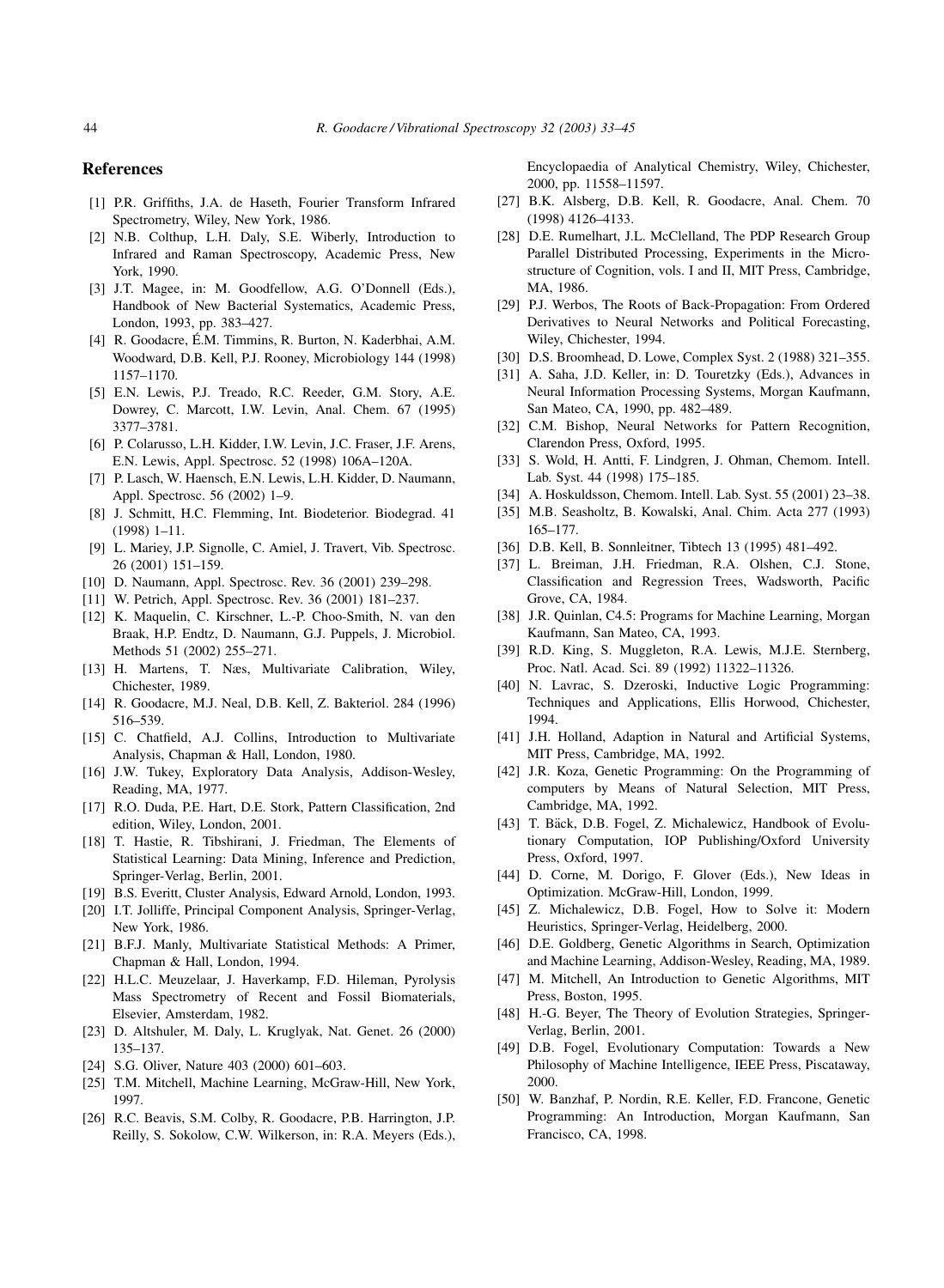## References

[1] P.R. Griffiths, J.A. de Haseth, Fourier Transform Infrared Spectrometry, Wiley, New York, 1986.

[2] N.B. Colthup, L.H. Daly, S.E. Wiberly, Introduction to Infrared and Raman Spectroscopy, Academic Press, New York, 1990.

[3] J.T. Magee, in: M. Goodfellow, A.G. O'Donnell (Eds.), Handbook of New Bacterial Systematics, Academic Press, London, 1993, pp. 383–427.

[4] R. Goodacre, É.M. Timmins, R. Burton, N. Kaderbhai, A.M. Woodward, D.B. Kell, P.J. Rooney, Microbiology 144 (1998) 1157–1170.

[5] E.N. Lewis, P.J. Treado, R.C. Reeder, G.M. Story, A.E. Dowrey, C. Marcott, I.W. Levin, Anal. Chem. 67 (1995) 3377–3781.

[6] P. Colarusso, L.H. Kidder, I.W. Levin, J.C. Fraser, J.F. Arens, E.N. Lewis, Appl. Spectrosc. 52 (1998) 106A–120A.

[7] P. Lasch, W. Haensch, E.N. Lewis, L.H. Kidder, D. Naumann, Appl. Spectrosc. 56 (2002) 1–9.

[8] J. Schmitt, H.C. Flemming, Int. Biodeterior. Biodegrad. 41 (1998) 1–11.

[9] L. Mariey, J.P. Signolle, C. Amiel, J. Travert, Vib. Spectrosc. 26 (2001) 151–159.

[10] D. Naumann, Appl. Spectrosc. Rev. 36 (2001) 239–298.

[11] W. Petrich, Appl. Spectrosc. Rev. 36 (2001) 181–237.

[12] K. Maquelin, C. Kirschner, L.-P. Choo-Smith, N. van den Braak, H.P. Endtz, D. Naumann, G.J. Puppels, J. Microbiol. Methods 51 (2002) 255–271.

[13] H. Martens, T. Næs, Multivariate Calibration, Wiley, Chichester, 1989.

[14] R. Goodacre, M.J. Neal, D.B. Kell, Z. Bakteriol. 284 (1996) 516–539.

[15] C. Chatfield, A.J. Collins, Introduction to Multivariate Analysis, Chapman & Hall, London, 1980.

[16] J.W. Tukey, Exploratory Data Analysis, Addison-Wesley, Reading, MA, 1977.

[17] R.O. Duda, P.E. Hart, D.E. Stork, Pattern Classification, 2nd edition, Wiley, London, 2001.

[18] T. Hastie, R. Tibshirani, J. Friedman, The Elements of Statistical Learning: Data Mining, Inference and Prediction, Springer-Verlag, Berlin, 2001.

[19] B.S. Everitt, Cluster Analysis, Edward Arnold, London, 1993.

[20] I.T. Jolliffe, Principal Component Analysis, Springer-Verlag, New York, 1986.

[21] B.F.J. Manly, Multivariate Statistical Methods: A Primer, Chapman & Hall, London, 1994.

[22] H.L.C. Meuzelaar, J. Haverkamp, F.D. Hileman, Pyrolysis Mass Spectrometry of Recent and Fossil Biomaterials, Elsevier, Amsterdam, 1982.

[23] D. Altshuler, M. Daly, L. Kruglyak, Nat. Genet. 26 (2000) 135–137.

[24] S.G. Oliver, Nature 403 (2000) 601–603.

[25] T.M. Mitchell, Machine Learning, McGraw-Hill, New York, 1997.

[26] R.C. Beavis, S.M. Colby, R. Goodacre, P.B. Harrington, J.P. Reilly, S. Sokolow, C.W. Wilkerson, in: R.A. Meyers (Eds.), Encyclopaedia of Analytical Chemistry, Wiley, Chichester, 2000, pp. 11558–11597.

[27] B.K. Alsberg, D.B. Kell, R. Goodacre, Anal. Chem. 70 (1998) 4126–4133.

[28] D.E. Rumelhart, J.L. McClelland, The PDP Research Group Parallel Distributed Processing, Experiments in the Microstructure of Cognition, vols. I and II, MIT Press, Cambridge, MA, 1986.

[29] P.J. Werbos, The Roots of Back-Propagation: From Ordered Derivatives to Neural Networks and Political Forecasting, Wiley, Chichester, 1994.

[30] D.S. Broomhead, D. Lowe, Complex Syst. 2 (1988) 321–355.

[31] A. Saha, J.D. Keller, in: D. Touretzky (Eds.), Advances in Neural Information Processing Systems, Morgan Kaufmann, San Mateo, CA, 1990, pp. 482–489.

[32] C.M. Bishop, Neural Networks for Pattern Recognition, Clarendon Press, Oxford, 1995.

[33] S. Wold, H. Antti, F. Lindgren, J. Ohman, Chemom. Intell. Lab. Syst. 44 (1998) 175–185.

[34] A. Hoskuldsson, Chemom. Intell. Lab. Syst. 55 (2001) 23–38.

[35] M.B. Seasholtz, B. Kowalski, Anal. Chim. Acta 277 (1993) 165–177.

[36] D.B. Kell, B. Sonnleitner, Tibtech 13 (1995) 481–492.

[37] L. Breiman, J.H. Friedman, R.A. Olshen, C.J. Stone, Classification and Regression Trees, Wadsworth, Pacific Grove, CA, 1984.

[38] J.R. Quinlan, C4.5: Programs for Machine Learning, Morgan Kaufmann, San Mateo, CA, 1993.

[39] R.D. King, S. Muggleton, R.A. Lewis, M.J.E. Sternberg, Proc. Natl. Acad. Sci. 89 (1992) 11322–11326.

[40] N. Lavrac, S. Dzeroski, Inductive Logic Programming: Techniques and Applications, Ellis Horwood, Chichester, 1994.

[41] J.H. Holland, Adaption in Natural and Artificial Systems, MIT Press, Cambridge, MA, 1992.

[42] J.R. Koza, Genetic Programming: On the Programming of computers by Means of Natural Selection, MIT Press, Cambridge, MA, 1992.

[43] T. Bäck, D.B. Fogel, Z. Michalewicz, Handbook of Evolutionary Computation, IOP Publishing/Oxford University Press, Oxford, 1997.

[44] D. Corne, M. Dorigo, F. Glover (Eds.), New Ideas in Optimization. McGraw-Hill, London, 1999.

[45] Z. Michalewicz, D.B. Fogel, How to Solve it: Modern Heuristics, Springer-Verlag, Heidelberg, 2000.

[46] D.E. Goldberg, Genetic Algorithms in Search, Optimization and Machine Learning, Addison-Wesley, Reading, MA, 1989.

[47] M. Mitchell, An Introduction to Genetic Algorithms, MIT Press, Boston, 1995.

[48] H.-G. Beyer, The Theory of Evolution Strategies, Springer-Verlag, Berlin, 2001.

[49] D.B. Fogel, Evolutionary Computation: Towards a New Philosophy of Machine Intelligence, IEEE Press, Piscataway, 2000.

[50] W. Banzhaf, P. Nordin, R.E. Keller, F.D. Francone, Genetic Programming: An Introduction, Morgan Kaufmann, San Francisco, CA, 1998.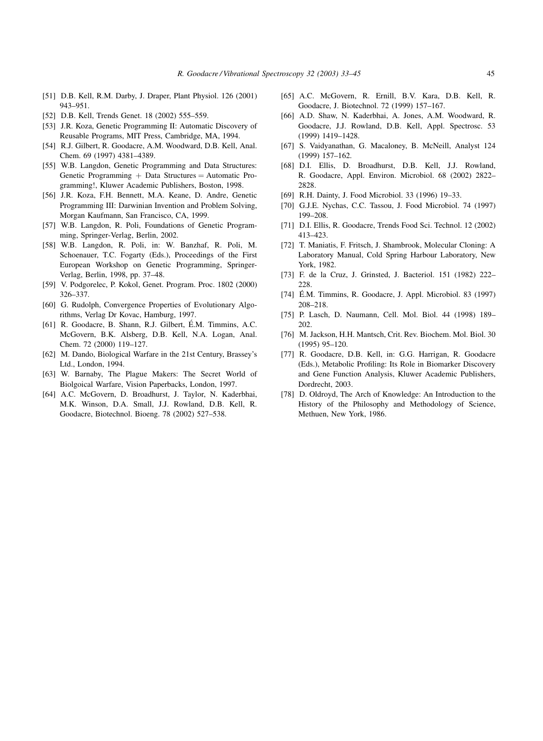[51] D.B. Kell, R.M. Darby, J. Draper, Plant Physiol. 126 (2001) 943–951.

[52] D.B. Kell, Trends Genet. 18 (2002) 555–559.

[53] J.R. Koza, Genetic Programming II: Automatic Discovery of Reusable Programs, MIT Press, Cambridge, MA, 1994.

[54] R.J. Gilbert, R. Goodacre, A.M. Woodward, D.B. Kell, Anal. Chem. 69 (1997) 4381–4389.

[55] W.B. Langdon, Genetic Programming and Data Structures: Genetic Programming + Data Structures = Automatic Programming!, Kluwer Academic Publishers, Boston, 1998.

[56] J.R. Koza, F.H. Bennett, M.A. Keane, D. Andre, Genetic Programming III: Darwinian Invention and Problem Solving, Morgan Kaufmann, San Francisco, CA, 1999.

[57] W.B. Langdon, R. Poli, Foundations of Genetic Programming, Springer-Verlag, Berlin, 2002.

[58] W.B. Langdon, R. Poli, in: W. Banzhaf, R. Poli, M. Schoenauer, T.C. Fogarty (Eds.), Proceedings of the First European Workshop on Genetic Programming, Springer-Verlag, Berlin, 1998, pp. 37–48.

[59] V. Podgorelec, P. Kokol, Genet. Program. Proc. 1802 (2000) 326–337.

[60] G. Rudolph, Convergence Properties of Evolutionary Algorithms, Verlag Dr Kovac, Hamburg, 1997.

[61] R. Goodacre, B. Shann, R.J. Gilbert, É.M. Timmins, A.C. McGovern, B.K. Alsberg, D.B. Kell, N.A. Logan, Anal. Chem. 72 (2000) 119–127.

[62] M. Dando, Biological Warfare in the 21st Century, Brassey's Ltd., London, 1994.

[63] W. Barnaby, The Plague Makers: The Secret World of Biolgoical Warfare, Vision Paperbacks, London, 1997.

[64] A.C. McGovern, D. Broadhurst, J. Taylor, N. Kaderbhai, M.K. Winson, D.A. Small, J.J. Rowland, D.B. Kell, R. Goodacre, Biotechnol. Bioeng. 78 (2002) 527–538.

[65] A.C. McGovern, R. Ernill, B.V. Kara, D.B. Kell, R. Goodacre, J. Biotechnol. 72 (1999) 157–167.

[66] A.D. Shaw, N. Kaderbhai, A. Jones, A.M. Woodward, R. Goodacre, J.J. Rowland, D.B. Kell, Appl. Spectrosc. 53 (1999) 1419–1428.

[67] S. Vaidyanathan, G. Macaloney, B. McNeill, Analyst 124 (1999) 157–162.

[68] D.I. Ellis, D. Broadhurst, D.B. Kell, J.J. Rowland, R. Goodacre, Appl. Environ. Microbiol. 68 (2002) 2822–2828.

[69] R.H. Dainty, J. Food Microbiol. 33 (1996) 19–33.

[70] G.J.E. Nychas, C.C. Tassou, J. Food Microbiol. 74 (1997) 199–208.

[71] D.I. Ellis, R. Goodacre, Trends Food Sci. Technol. 12 (2002) 413–423.

[72] T. Maniatis, F. Fritsch, J. Shambrook, Molecular Cloning: A Laboratory Manual, Cold Spring Harbour Laboratory, New York, 1982.

[73] F. de la Cruz, J. Grinsted, J. Bacteriol. 151 (1982) 222–228.

[74] É.M. Timmins, R. Goodacre, J. Appl. Microbiol. 83 (1997) 208–218.

[75] P. Lasch, D. Naumann, Cell. Mol. Biol. 44 (1998) 189–202.

[76] M. Jackson, H.H. Mantsch, Crit. Rev. Biochem. Mol. Biol. 30 (1995) 95–120.

[77] R. Goodacre, D.B. Kell, in: G.G. Harrigan, R. Goodacre (Eds.), Metabolic Profiling: Its Role in Biomarker Discovery and Gene Function Analysis, Kluwer Academic Publishers, Dordrecht, 2003.

[78] D. Oldroyd, The Arch of Knowledge: An Introduction to the History of the Philosophy and Methodology of Science, Methuen, New York, 1986.